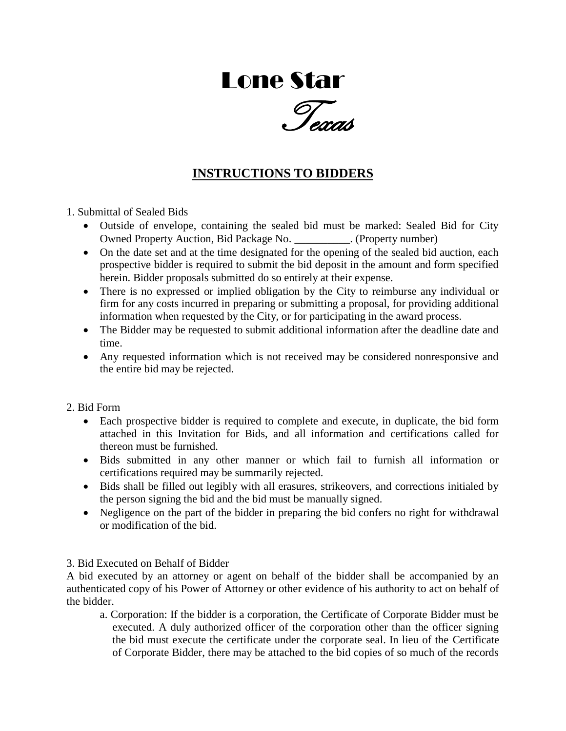# Lone Star

*Texas*

## INSTRUCTIONS TO BIDDERS

1. Submittal of Sealed Bids

- Outside of envelope, containing the sealed bid must be marked: Sealed Bid for City Owned Property Auction, Bid Package No. __________. (Property number)
- On the date set and at the time designated for the opening of the sealed bid auction, each prospective bidder is required to submit the bid deposit in the amount and form specified herein. Bidder proposals submitted do so entirely at their expense.
- There is no expressed or implied obligation by the City to reimburse any individual or firm for any costs incurred in preparing or submitting a proposal, for providing additional information when requested by the City, or for participating in the award process.
- The Bidder may be requested to submit additional information after the deadline date and time.
- Any requested information which is not received may be considered nonresponsive and the entire bid may be rejected.

2. Bid Form

- Each prospective bidder is required to complete and execute, in duplicate, the bid form attached in this Invitation for Bids, and all information and certifications called for thereon must be furnished.
- Bids submitted in any other manner or which fail to furnish all information or certifications required may be summarily rejected.
- Bids shall be filled out legibly with all erasures, strikeovers, and corrections initialed by the person signing the bid and the bid must be manually signed.
- Negligence on the part of the bidder in preparing the bid confers no right for withdrawal or modification of the bid.

3. Bid Executed on Behalf of Bidder

A bid executed by an attorney or agent on behalf of the bidder shall be accompanied by an authenticated copy of his Power of Attorney or other evidence of his authority to act on behalf of the bidder.

a. Corporation: If the bidder is a corporation, the Certificate of Corporate Bidder must be executed. A duly authorized officer of the corporation other than the officer signing the bid must execute the certificate under the corporate seal. In lieu of the Certificate of Corporate Bidder, there may be attached to the bid copies of so much of the records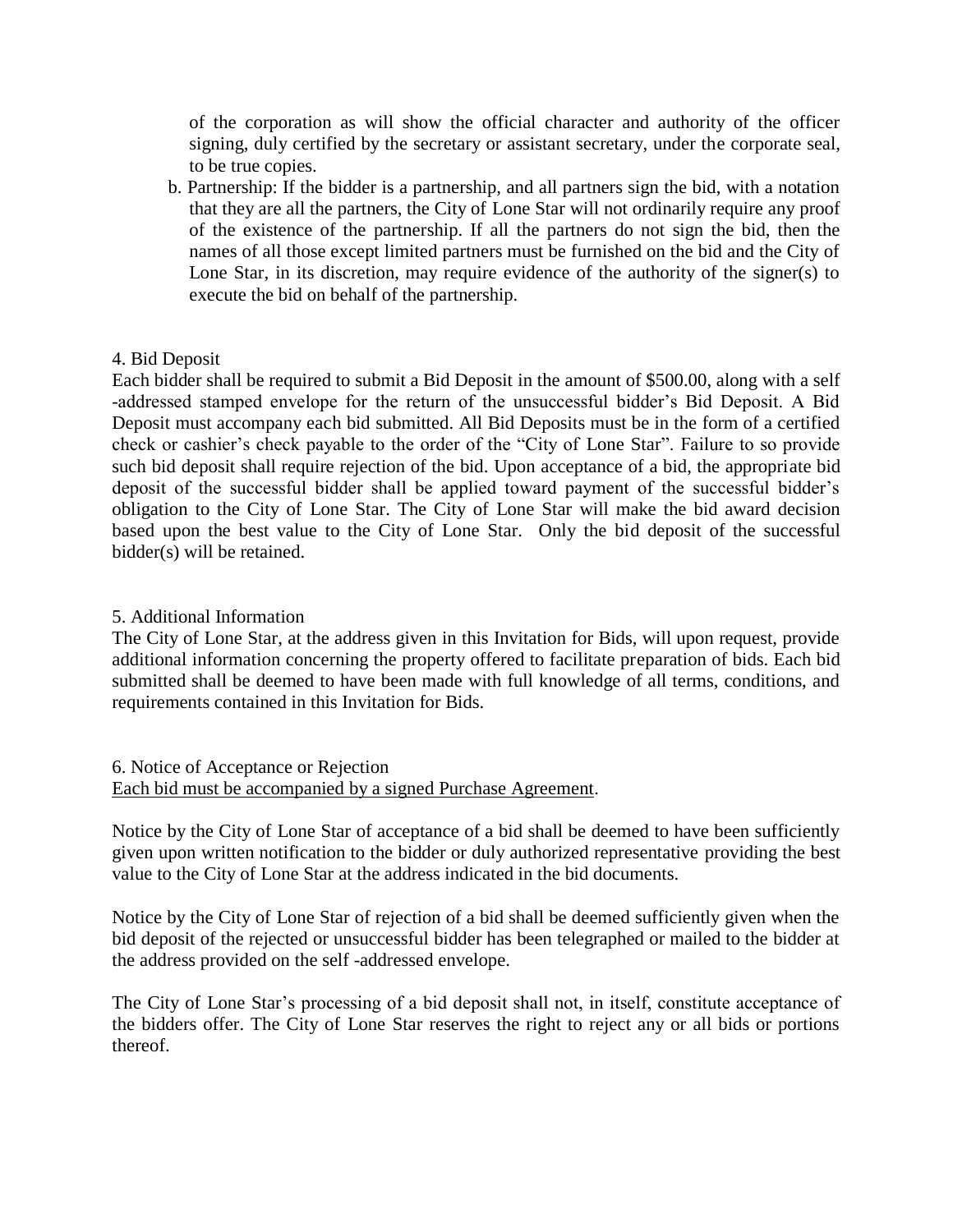of the corporation as will show the official character and authority of the officer signing, duly certified by the secretary or assistant secretary, under the corporate seal, to be true copies.

b. Partnership: If the bidder is a partnership, and all partners sign the bid, with a notation that they are all the partners, the City of Lone Star will not ordinarily require any proof of the existence of the partnership. If all the partners do not sign the bid, then the names of all those except limited partners must be furnished on the bid and the City of Lone Star, in its discretion, may require evidence of the authority of the signer(s) to execute the bid on behalf of the partnership.

4. Bid Deposit

Each bidder shall be required to submit a Bid Deposit in the amount of $500.00, along with a self -addressed stamped envelope for the return of the unsuccessful bidder's Bid Deposit. A Bid Deposit must accompany each bid submitted. All Bid Deposits must be in the form of a certified check or cashier's check payable to the order of the "City of Lone Star". Failure to so provide such bid deposit shall require rejection of the bid. Upon acceptance of a bid, the appropriate bid deposit of the successful bidder shall be applied toward payment of the successful bidder's obligation to the City of Lone Star. The City of Lone Star will make the bid award decision based upon the best value to the City of Lone Star. Only the bid deposit of the successful bidder(s) will be retained.

5. Additional Information

The City of Lone Star, at the address given in this Invitation for Bids, will upon request, provide additional information concerning the property offered to facilitate preparation of bids. Each bid submitted shall be deemed to have been made with full knowledge of all terms, conditions, and requirements contained in this Invitation for Bids.

6. Notice of Acceptance or Rejection

<u>Each bid must be accompanied by a signed Purchase Agreement</u>.

Notice by the City of Lone Star of acceptance of a bid shall be deemed to have been sufficiently given upon written notification to the bidder or duly authorized representative providing the best value to the City of Lone Star at the address indicated in the bid documents.

Notice by the City of Lone Star of rejection of a bid shall be deemed sufficiently given when the bid deposit of the rejected or unsuccessful bidder has been telegraphed or mailed to the bidder at the address provided on the self -addressed envelope.

The City of Lone Star's processing of a bid deposit shall not, in itself, constitute acceptance of the bidders offer. The City of Lone Star reserves the right to reject any or all bids or portions thereof.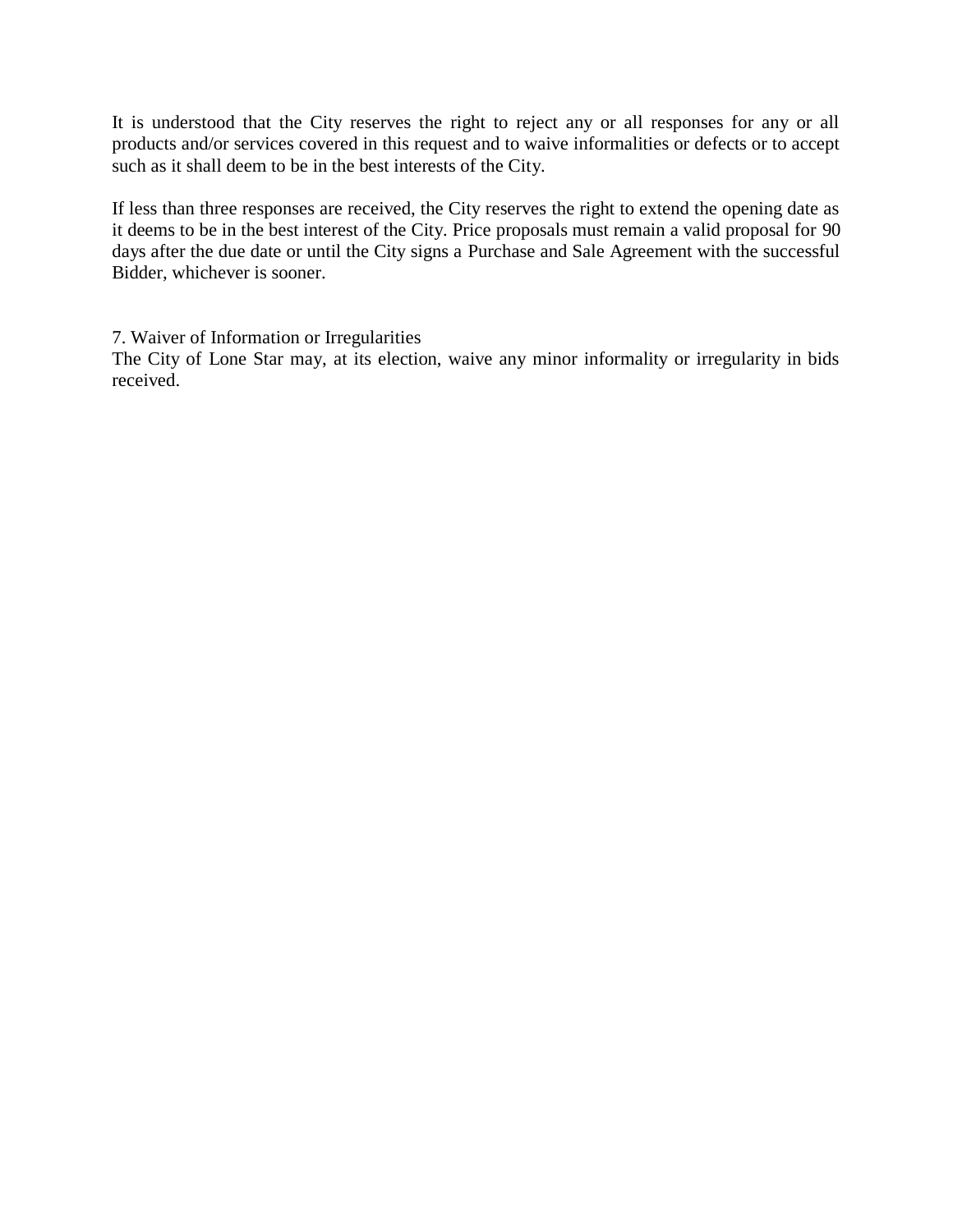It is understood that the City reserves the right to reject any or all responses for any or all products and/or services covered in this request and to waive informalities or defects or to accept such as it shall deem to be in the best interests of the City.

If less than three responses are received, the City reserves the right to extend the opening date as it deems to be in the best interest of the City. Price proposals must remain a valid proposal for 90 days after the due date or until the City signs a Purchase and Sale Agreement with the successful Bidder, whichever is sooner.

7. Waiver of Information or Irregularities

The City of Lone Star may, at its election, waive any minor informality or irregularity in bids received.